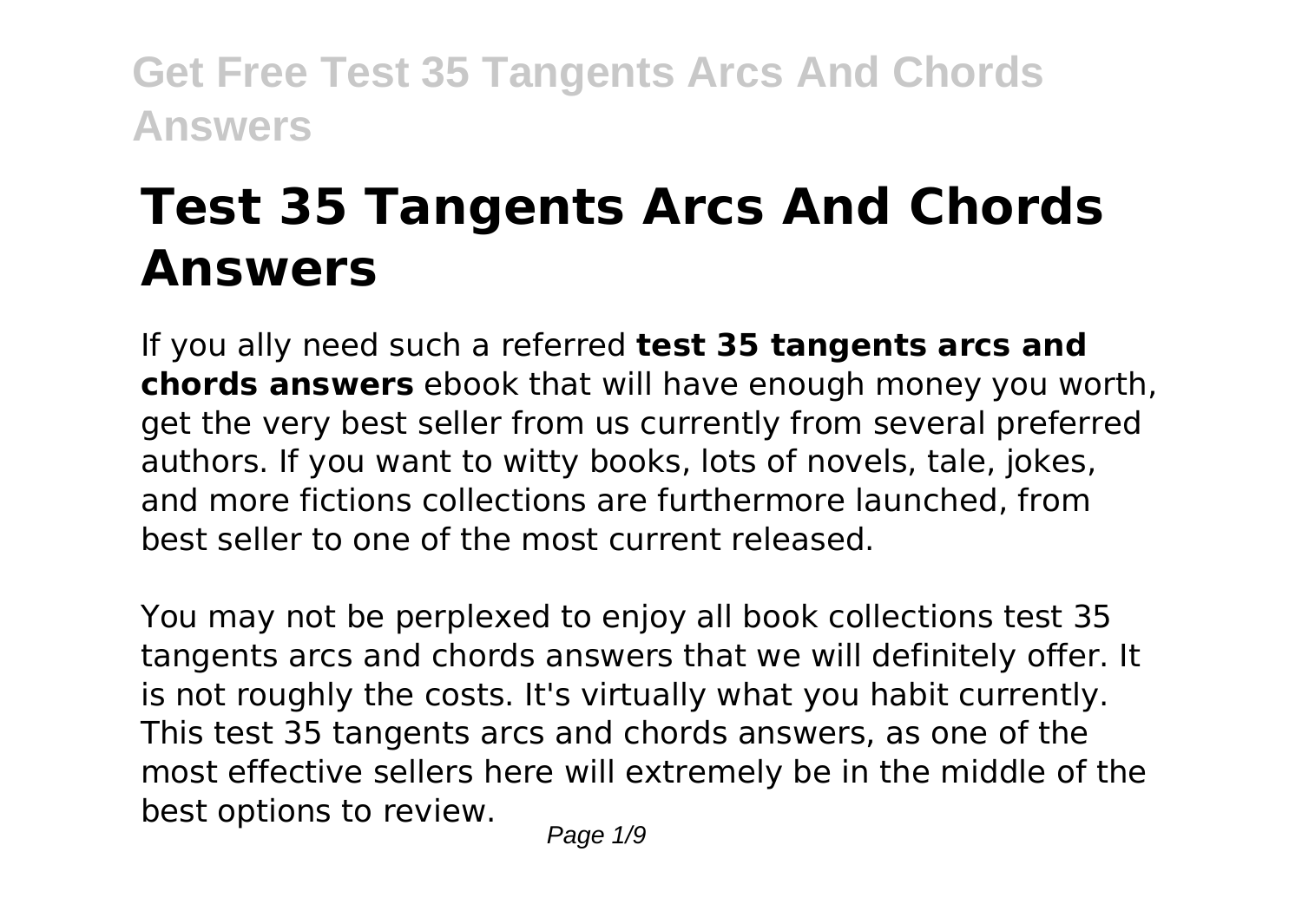# Test 35 Tangents Arcs And Chords Answers

If you ally need such a referred **test 35 tangents arcs and chords answers** ebook that will have enough money you worth, get the very best seller from us currently from several preferred authors. If you want to witty books, lots of novels, tale, jokes, and more fictions collections are furthermore launched, from best seller to one of the most current released.

You may not be perplexed to enjoy all book collections test 35 tangents arcs and chords answers that we will definitely offer. It is not roughly the costs. It's virtually what you habit currently. This test 35 tangents arcs and chords answers, as one of the most effective sellers here will extremely be in the middle of the best options to review.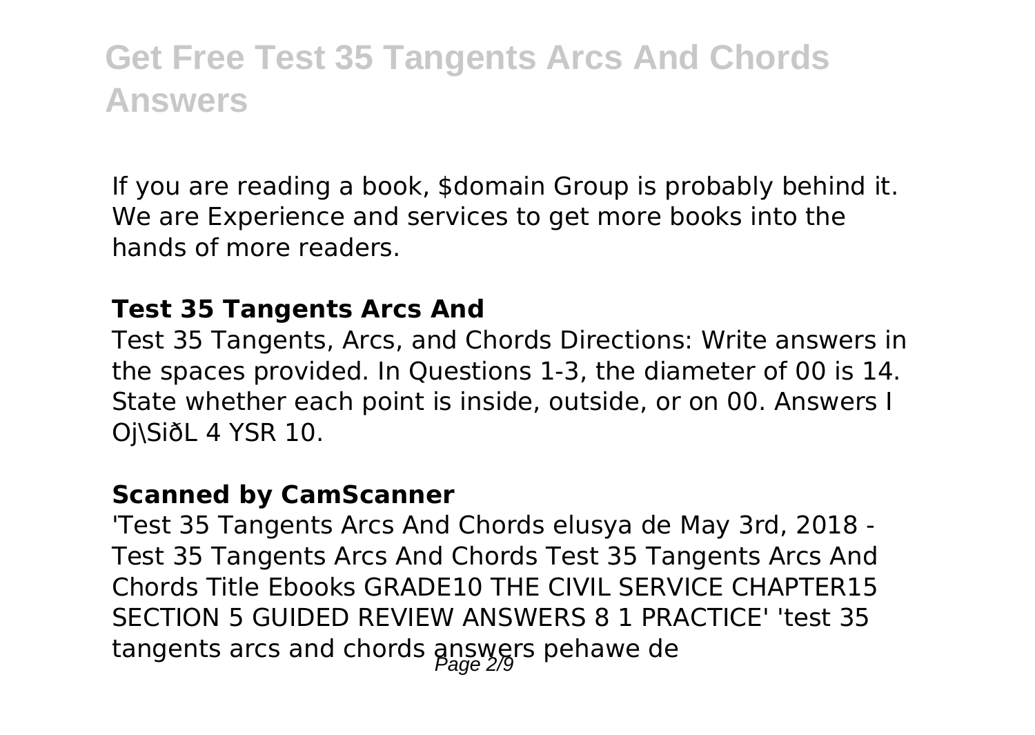If you are reading a book, $domain Group is probably behind it. We are Experience and services to get more books into the hands of more readers.

### Test 35 Tangents Arcs And

Test 35 Tangents, Arcs, and Chords Directions: Write answers in the spaces provided. In Questions 1-3, the diameter of 00 is 14. State whether each point is inside, outside, or on 00. Answers I Oj\SiðL 4 YSR 10.

### Scanned by CamScanner

'Test 35 Tangents Arcs And Chords elusya de May 3rd, 2018 - Test 35 Tangents Arcs And Chords Test 35 Tangents Arcs And Chords Title Ebooks GRADE10 THE CIVIL SERVICE CHAPTER15 SECTION 5 GUIDED REVIEW ANSWERS 8 1 PRACTICE' 'test 35 tangents arcs and chords answers pehawe de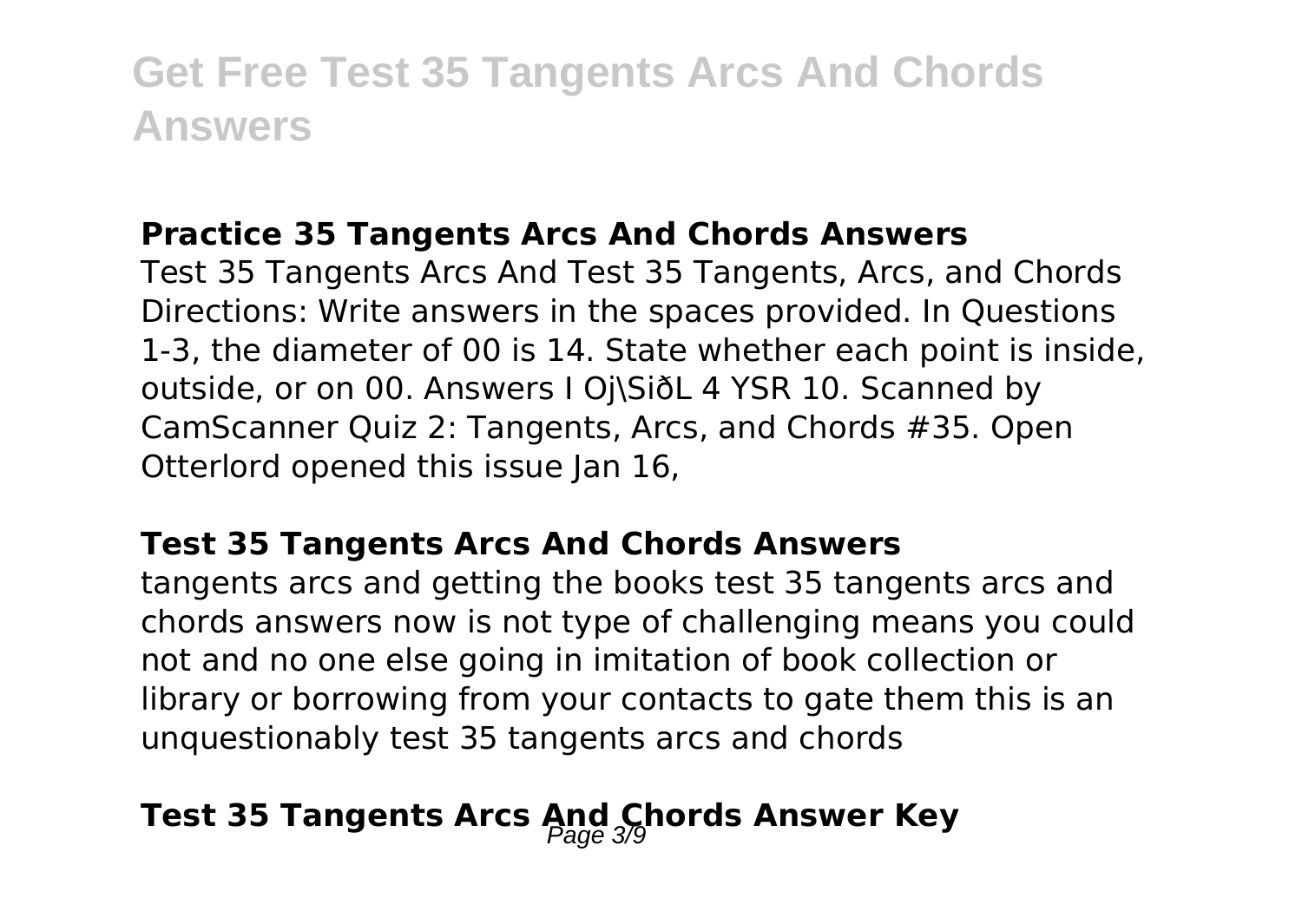### **Practice 35 Tangents Arcs And Chords Answers**

Test 35 Tangents Arcs And Test 35 Tangents, Arcs, and Chords Directions: Write answers in the spaces provided. In Questions 1-3, the diameter of 00 is 14. State whether each point is inside, outside, or on 00. Answers I Oj\SiðL 4 YSR 10. Scanned by CamScanner Quiz 2: Tangents, Arcs, and Chords #35. Open Otterlord opened this issue Jan 16,

### **Test 35 Tangents Arcs And Chords Answers**

tangents arcs and getting the books test 35 tangents arcs and chords answers now is not type of challenging means you could not and no one else going in imitation of book collection or library or borrowing from your contacts to gate them this is an unquestionably test 35 tangents arcs and chords

## **Test 35 Tangents Arcs And Chords Answer Key**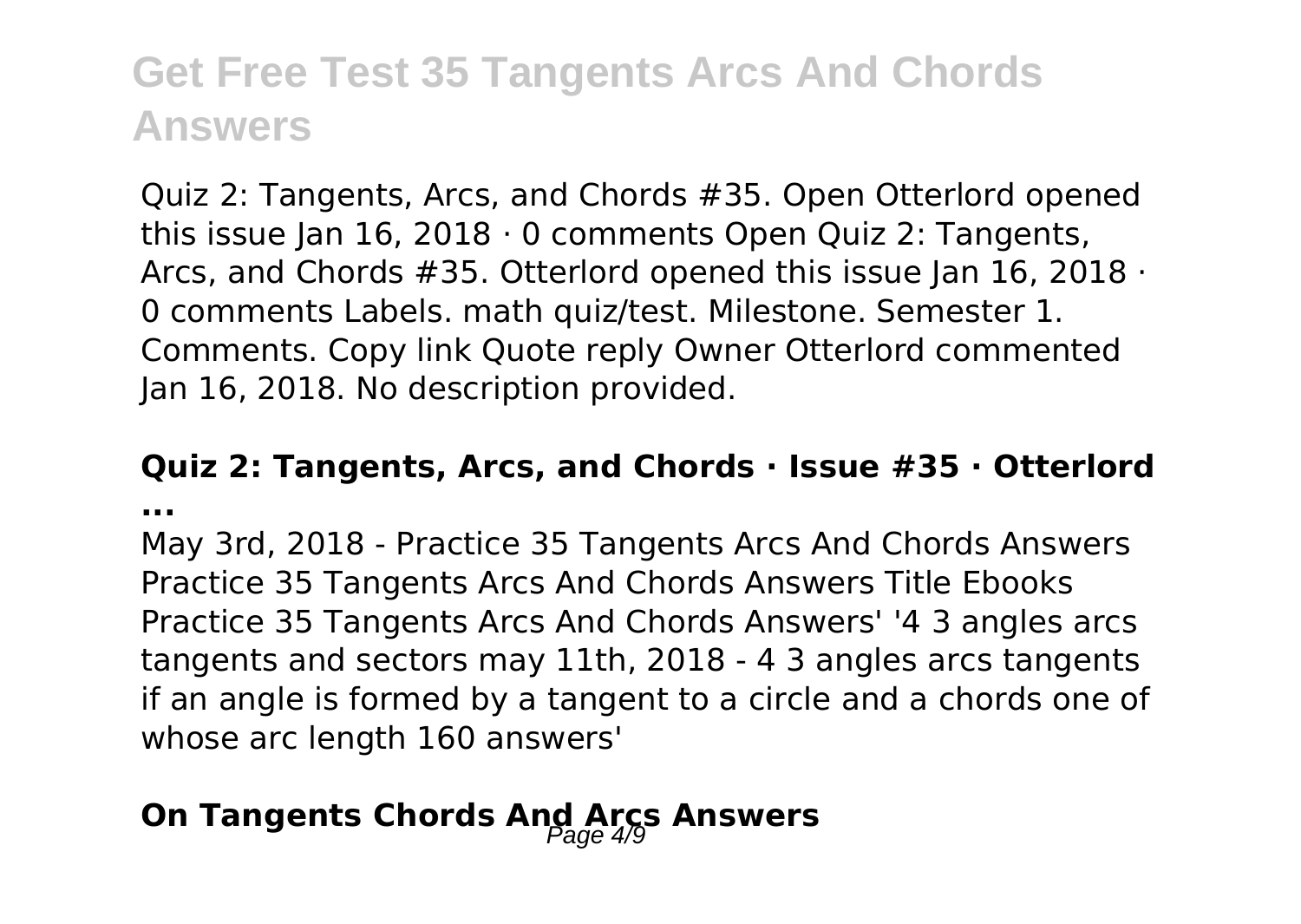Quiz 2: Tangents, Arcs, and Chords #35. Open Otterlord opened this issue Jan 16, 2018 · 0 comments Open Quiz 2: Tangents, Arcs, and Chords #35. Otterlord opened this issue Jan 16, 2018 · 0 comments Labels. math quiz/test. Milestone. Semester 1. Comments. Copy link Quote reply Owner Otterlord commented Jan 16, 2018. No description provided.

## Quiz 2: Tangents, Arcs, and Chords · Issue #35 · Otterlord ...

May 3rd, 2018 - Practice 35 Tangents Arcs And Chords Answers Practice 35 Tangents Arcs And Chords Answers Title Ebooks Practice 35 Tangents Arcs And Chords Answers' '4 3 angles arcs tangents and sectors may 11th, 2018 - 4 3 angles arcs tangents if an angle is formed by a tangent to a circle and a chords one of whose arc length 160 answers'

## On Tangents Chords And Arcs Answers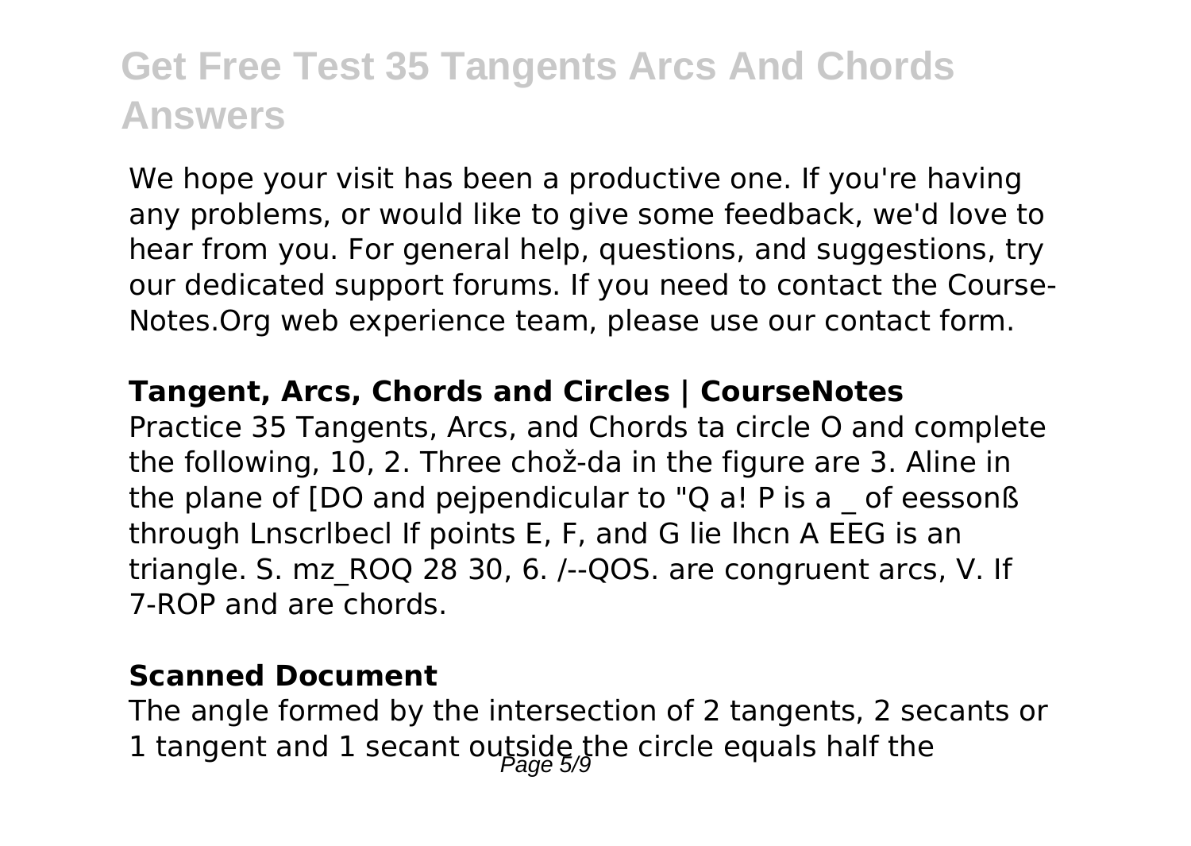# Get Free Test 35 Tangents Arcs And Chords Answers

We hope your visit has been a productive one. If you're having any problems, or would like to give some feedback, we'd love to hear from you. For general help, questions, and suggestions, try our dedicated support forums. If you need to contact the Course-Notes.Org web experience team, please use our contact form.

**Tangent, Arcs, Chords and Circles | CourseNotes**

Practice 35 Tangents, Arcs, and Chords ta circle O and complete the following, 10, 2. Three chož-da in the figure are 3. Aline in the plane of [DO and pejpendicular to "Q a! P is a _ of eessonß through Lnscrlbecl If points E, F, and G lie lhcn A EEG is an triangle. S. mz_ROQ 28 30, 6. /--QOS. are congruent arcs, V. If 7-ROP and are chords.

**Scanned Document**

The angle formed by the intersection of 2 tangents, 2 secants or 1 tangent and 1 secant outside the circle equals half the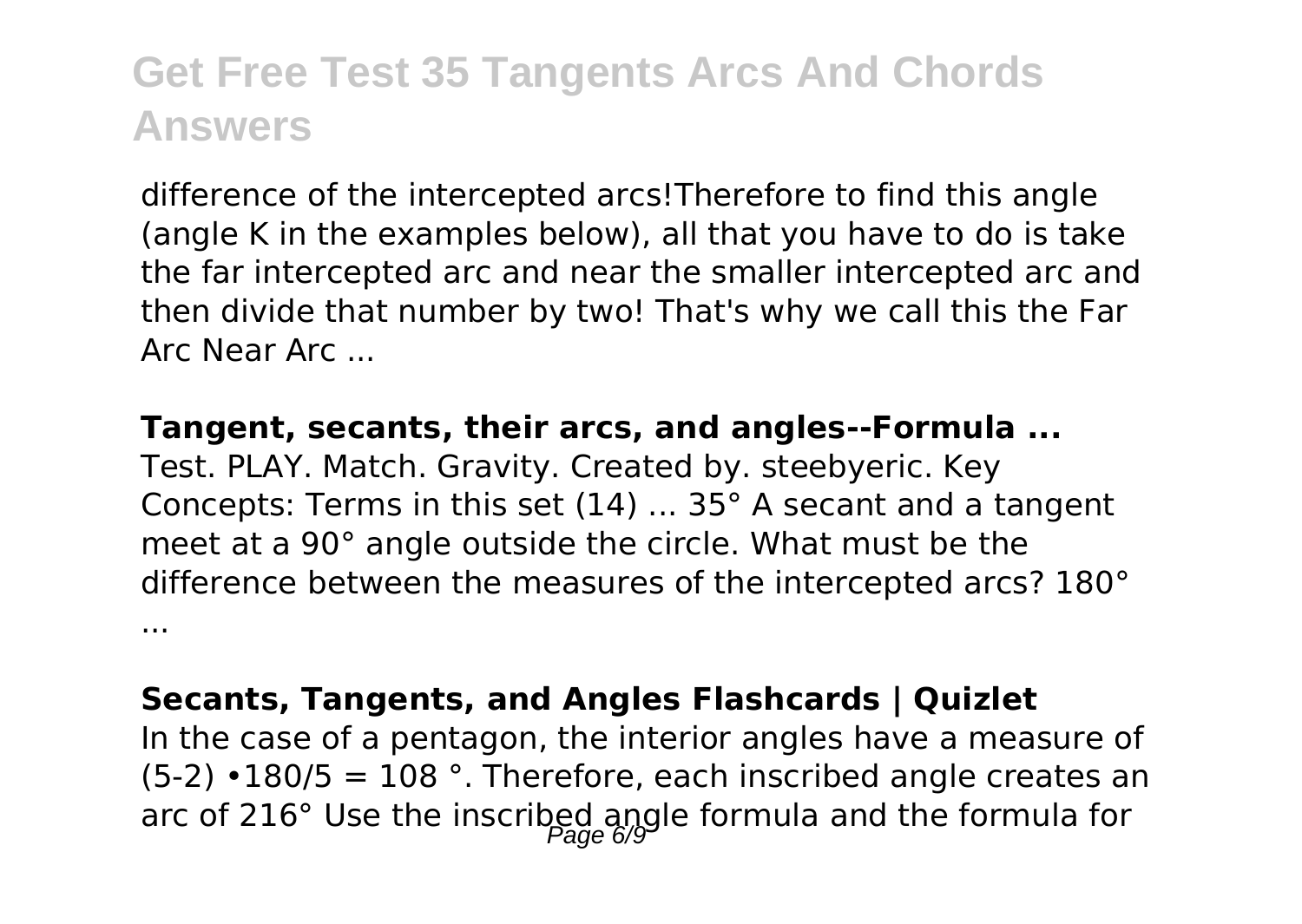difference of the intercepted arcs!Therefore to find this angle (angle K in the examples below), all that you have to do is take the far intercepted arc and near the smaller intercepted arc and then divide that number by two! That's why we call this the Far Arc Near Arc ...

**Tangent, secants, their arcs, and angles--Formula ...**

Test. PLAY. Match. Gravity. Created by. steebyeric. Key Concepts: Terms in this set (14) ... 35° A secant and a tangent meet at a 90° angle outside the circle. What must be the difference between the measures of the intercepted arcs? 180° ...

**Secants, Tangents, and Angles Flashcards | Quizlet**

In the case of a pentagon, the interior angles have a measure of $(5-2) \cdot 180/5 = 108$ °. Therefore, each inscribed angle creates an arc of 216° Use the inscribed angle formula and the formula for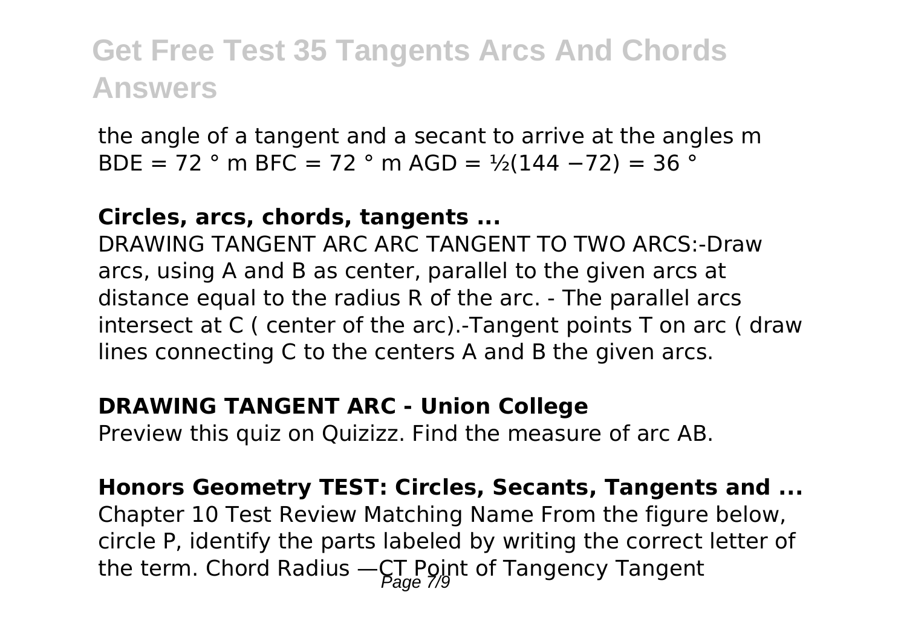the angle of a tangent and a secant to arrive at the angles m BDE = 72 ° m BFC = 72 ° m AGD = ½(144 −72) = 36 °

**Circles, arcs, chords, tangents ...**

DRAWING TANGENT ARC ARC TANGENT TO TWO ARCS:-Draw arcs, using A and B as center, parallel to the given arcs at distance equal to the radius R of the arc. - The parallel arcs intersect at C ( center of the arc).-Tangent points T on arc ( draw lines connecting C to the centers A and B the given arcs.

**DRAWING TANGENT ARC - Union College**

Preview this quiz on Quizizz. Find the measure of arc AB.

**Honors Geometry TEST: Circles, Secants, Tangents and ...**

Chapter 10 Test Review Matching Name From the figure below, circle P, identify the parts labeled by writing the correct letter of the term. Chord Radius —CT Point of Tangency Tangent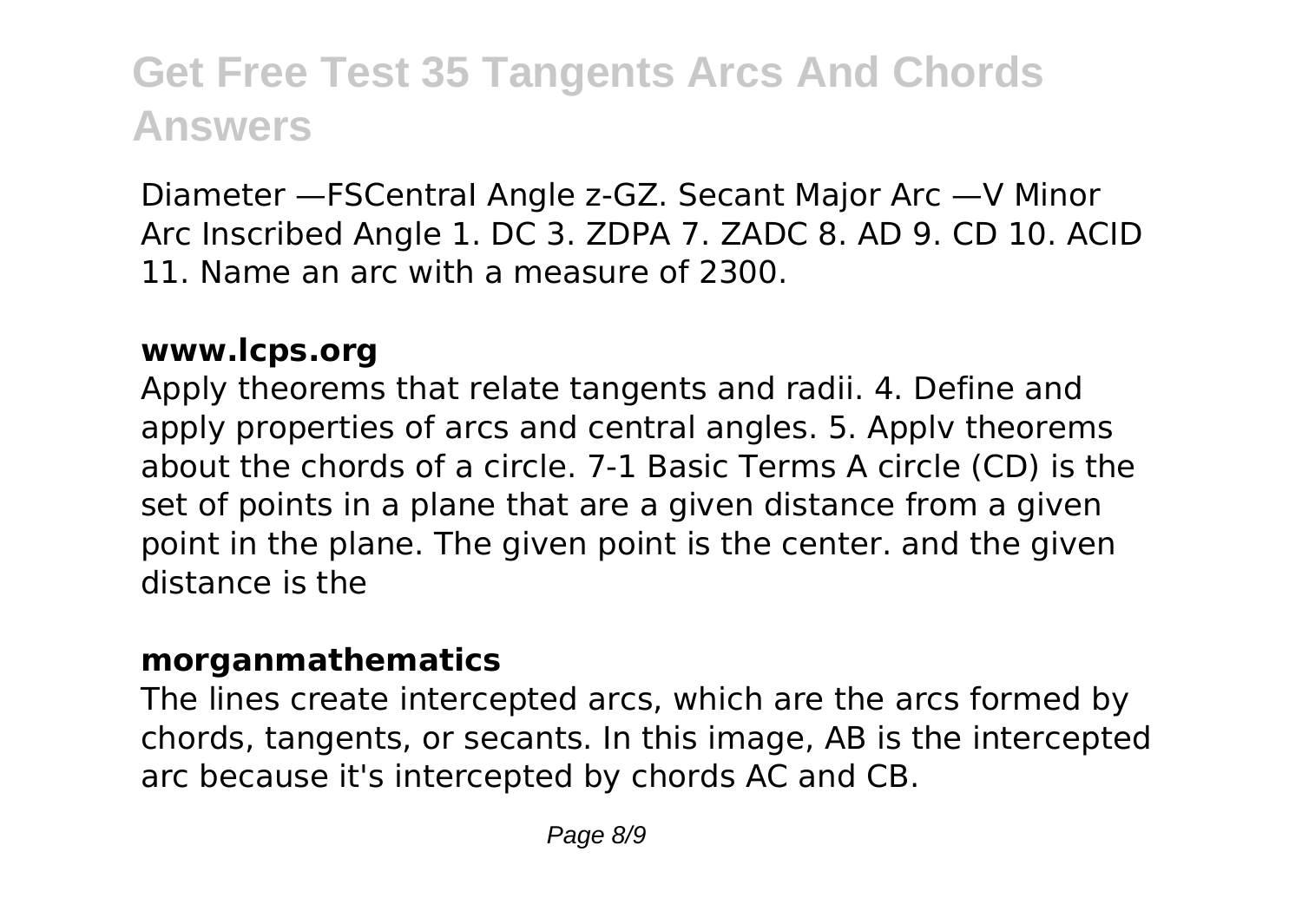Diameter —FSCentraI Angle z-GZ. Secant Major Arc —V Minor Arc Inscribed Angle 1. DC 3. ZDPA 7. ZADC 8. AD 9. CD 10. ACID 11. Name an arc with a measure of 2300.

**www.lcps.org**

Apply theorems that relate tangents and radii. 4. Define and apply properties of arcs and central angles. 5. Applv theorems about the chords of a circle. 7-1 Basic Terms A circle (CD) is the set of points in a plane that are a given distance from a given point in the plane. The given point is the center. and the given distance is the

**morganmathematics**

The lines create intercepted arcs, which are the arcs formed by chords, tangents, or secants. In this image, AB is the intercepted arc because it's intercepted by chords AC and CB.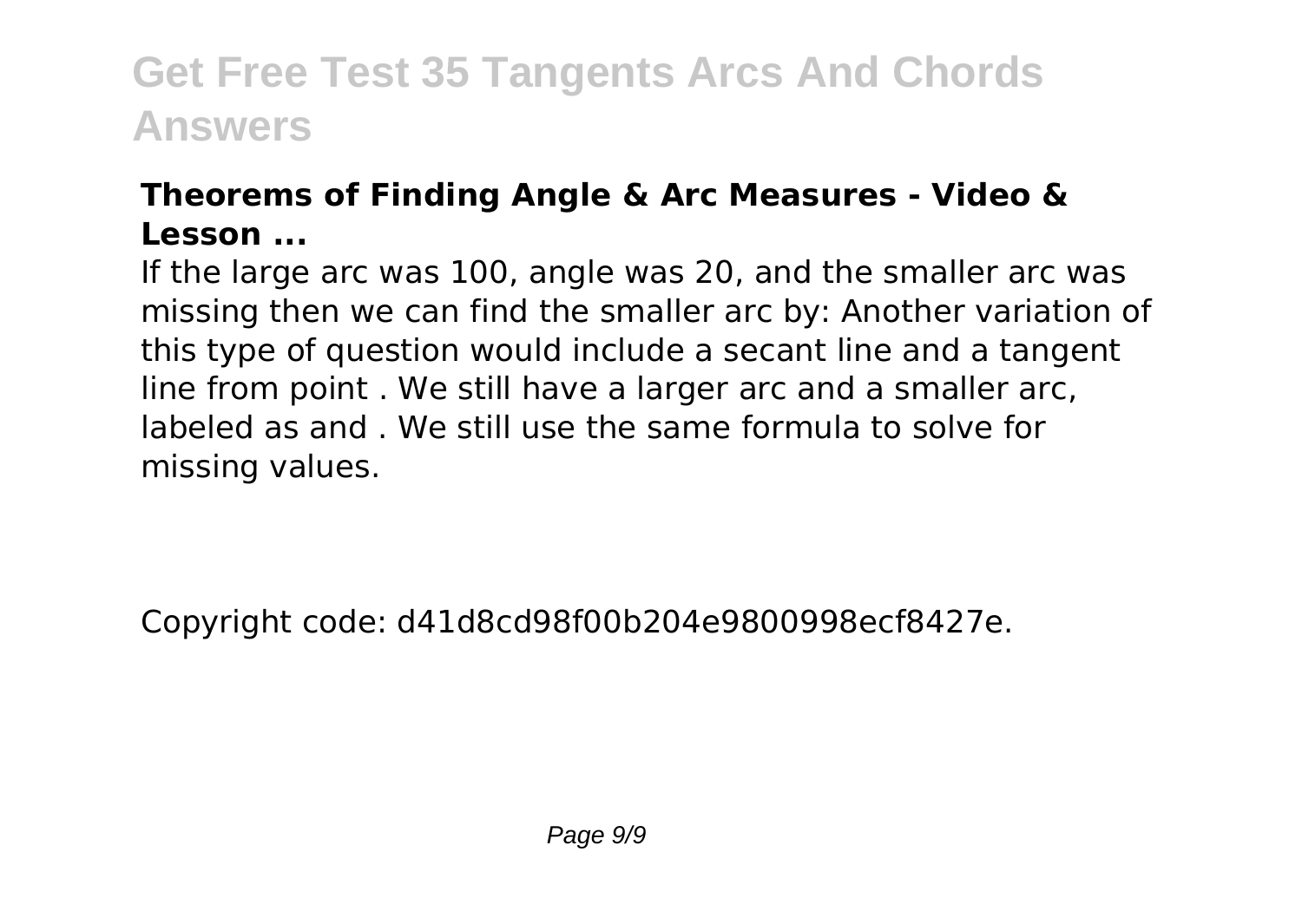### Theorems of Finding Angle & Arc Measures - Video & Lesson ...

If the large arc was 100, angle was 20, and the smaller arc was missing then we can find the smaller arc by: Another variation of this type of question would include a secant line and a tangent line from point . We still have a larger arc and a smaller arc, labeled as and . We still use the same formula to solve for missing values.

Copyright code: d41d8cd98f00b204e9800998ecf8427e.